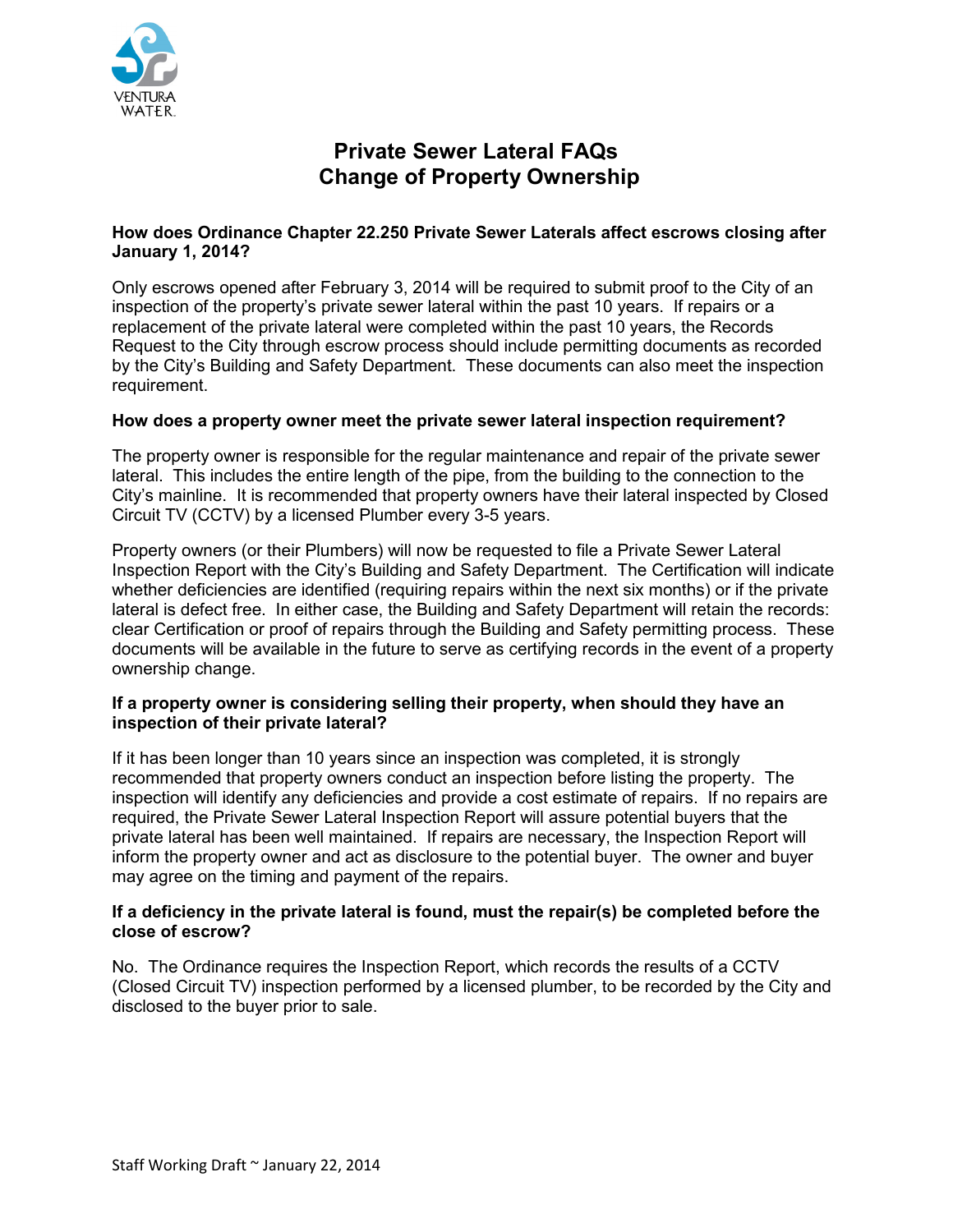VENTURA WATER

# Private Sewer Lateral FAQs
# Change of Property Ownership

**How does Ordinance Chapter 22.250 Private Sewer Laterals affect escrows closing after January 1, 2014?**

Only escrows opened after February 3, 2014 will be required to submit proof to the City of an inspection of the property's private sewer lateral within the past 10 years. If repairs or a replacement of the private lateral were completed within the past 10 years, the Records Request to the City through escrow process should include permitting documents as recorded by the City's Building and Safety Department. These documents can also meet the inspection requirement.

**How does a property owner meet the private sewer lateral inspection requirement?**

The property owner is responsible for the regular maintenance and repair of the private sewer lateral. This includes the entire length of the pipe, from the building to the connection to the City's mainline. It is recommended that property owners have their lateral inspected by Closed Circuit TV (CCTV) by a licensed Plumber every 3-5 years.

Property owners (or their Plumbers) will now be requested to file a Private Sewer Lateral Inspection Report with the City's Building and Safety Department. The Certification will indicate whether deficiencies are identified (requiring repairs within the next six months) or if the private lateral is defect free. In either case, the Building and Safety Department will retain the records: clear Certification or proof of repairs through the Building and Safety permitting process. These documents will be available in the future to serve as certifying records in the event of a property ownership change.

**If a property owner is considering selling their property, when should they have an inspection of their private lateral?**

If it has been longer than 10 years since an inspection was completed, it is strongly recommended that property owners conduct an inspection before listing the property. The inspection will identify any deficiencies and provide a cost estimate of repairs. If no repairs are required, the Private Sewer Lateral Inspection Report will assure potential buyers that the private lateral has been well maintained. If repairs are necessary, the Inspection Report will inform the property owner and act as disclosure to the potential buyer. The owner and buyer may agree on the timing and payment of the repairs.

**If a deficiency in the private lateral is found, must the repair(s) be completed before the close of escrow?**

No. The Ordinance requires the Inspection Report, which records the results of a CCTV (Closed Circuit TV) inspection performed by a licensed plumber, to be recorded by the City and disclosed to the buyer prior to sale.

Staff Working Draft ~ January 22, 2014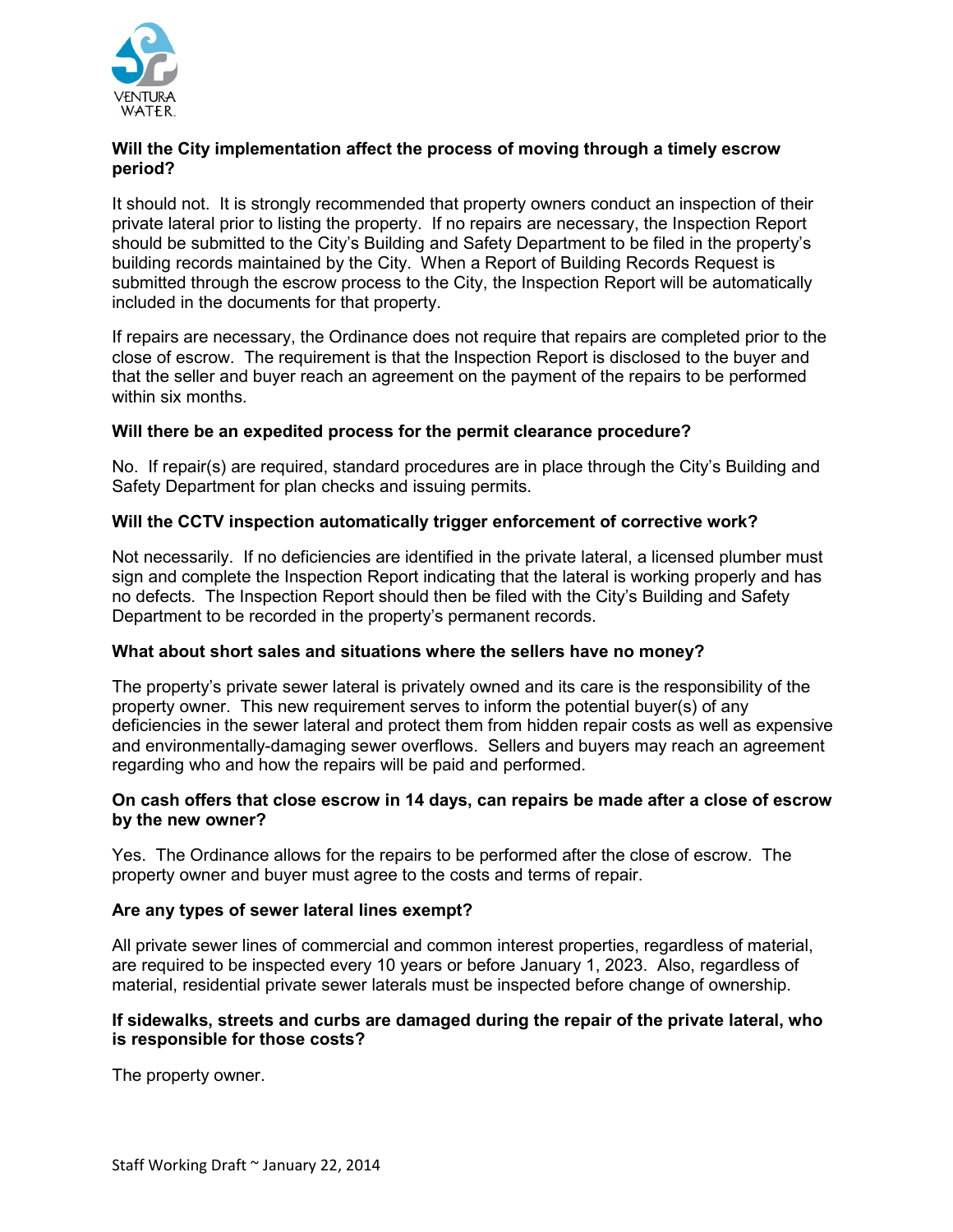**Will the City implementation affect the process of moving through a timely escrow period?**

It should not. It is strongly recommended that property owners conduct an inspection of their private lateral prior to listing the property. If no repairs are necessary, the Inspection Report should be submitted to the City's Building and Safety Department to be filed in the property's building records maintained by the City. When a Report of Building Records Request is submitted through the escrow process to the City, the Inspection Report will be automatically included in the documents for that property.

If repairs are necessary, the Ordinance does not require that repairs are completed prior to the close of escrow. The requirement is that the Inspection Report is disclosed to the buyer and that the seller and buyer reach an agreement on the payment of the repairs to be performed within six months.

**Will there be an expedited process for the permit clearance procedure?**

No. If repair(s) are required, standard procedures are in place through the City's Building and Safety Department for plan checks and issuing permits.

**Will the CCTV inspection automatically trigger enforcement of corrective work?**

Not necessarily. If no deficiencies are identified in the private lateral, a licensed plumber must sign and complete the Inspection Report indicating that the lateral is working properly and has no defects. The Inspection Report should then be filed with the City's Building and Safety Department to be recorded in the property's permanent records.

**What about short sales and situations where the sellers have no money?**

The property's private sewer lateral is privately owned and its care is the responsibility of the property owner. This new requirement serves to inform the potential buyer(s) of any deficiencies in the sewer lateral and protect them from hidden repair costs as well as expensive and environmentally-damaging sewer overflows. Sellers and buyers may reach an agreement regarding who and how the repairs will be paid and performed.

**On cash offers that close escrow in 14 days, can repairs be made after a close of escrow by the new owner?**

Yes. The Ordinance allows for the repairs to be performed after the close of escrow. The property owner and buyer must agree to the costs and terms of repair.

**Are any types of sewer lateral lines exempt?**

All private sewer lines of commercial and common interest properties, regardless of material, are required to be inspected every 10 years or before January 1, 2023. Also, regardless of material, residential private sewer laterals must be inspected before change of ownership.

**If sidewalks, streets and curbs are damaged during the repair of the private lateral, who is responsible for those costs?**

The property owner.

Staff Working Draft ~ January 22, 2014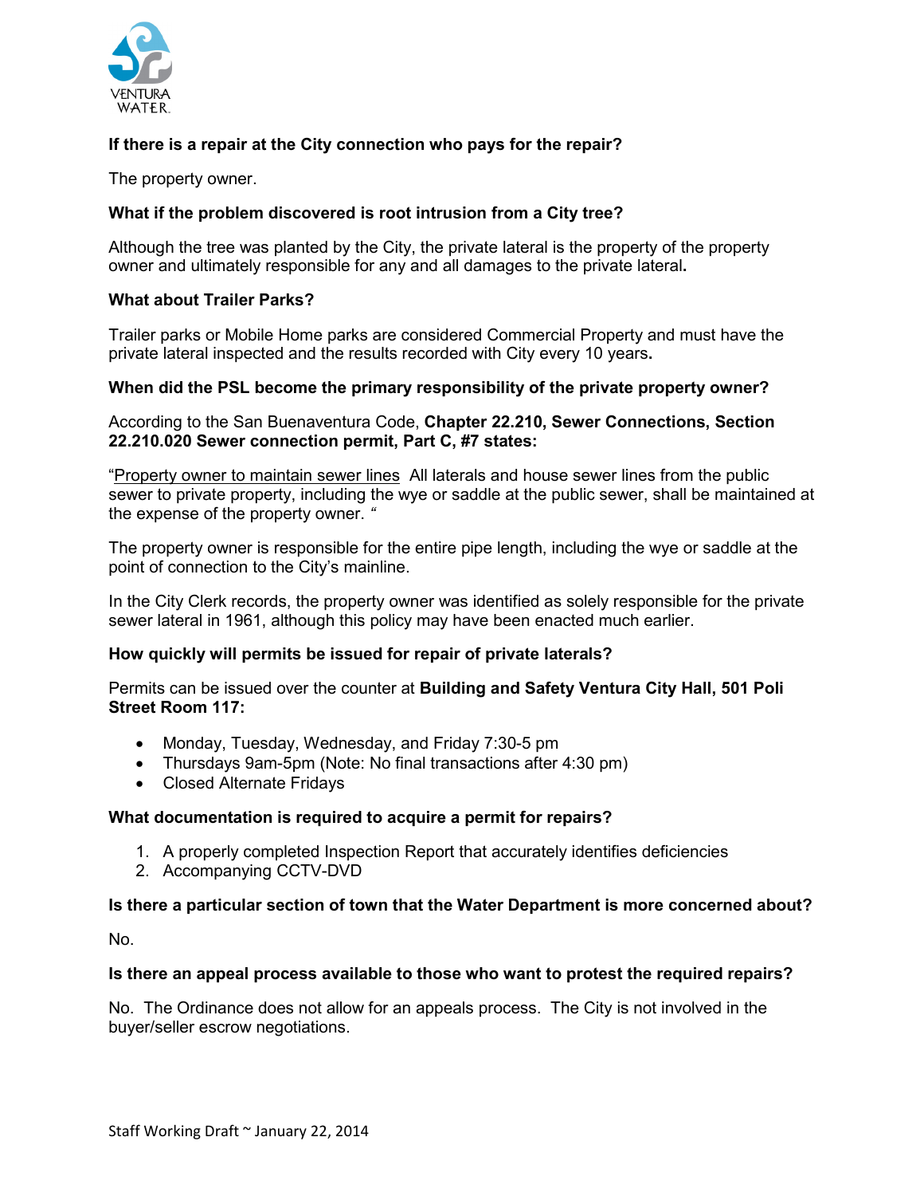**If there is a repair at the City connection who pays for the repair?**

The property owner.

**What if the problem discovered is root intrusion from a City tree?**

Although the tree was planted by the City, the private lateral is the property of the property owner and ultimately responsible for any and all damages to the private lateral**.**

**What about Trailer Parks?**

Trailer parks or Mobile Home parks are considered Commercial Property and must have the private lateral inspected and the results recorded with City every 10 years**.**

**When did the PSL become the primary responsibility of the private property owner?**

According to the San Buenaventura Code, **Chapter 22.210, Sewer Connections, Section 22.210.020 Sewer connection permit, Part C, #7 states:**

"Property owner to maintain sewer lines All laterals and house sewer lines from the public sewer to private property, including the wye or saddle at the public sewer, shall be maintained at the expense of the property owner. *"*

The property owner is responsible for the entire pipe length, including the wye or saddle at the point of connection to the City's mainline.

In the City Clerk records, the property owner was identified as solely responsible for the private sewer lateral in 1961, although this policy may have been enacted much earlier.

**How quickly will permits be issued for repair of private laterals?**

Permits can be issued over the counter at **Building and Safety Ventura City Hall, 501 Poli Street Room 117:**

- Monday, Tuesday, Wednesday, and Friday 7:30-5 pm
- Thursdays 9am-5pm (Note: No final transactions after 4:30 pm)
- Closed Alternate Fridays

**What documentation is required to acquire a permit for repairs?**

1. A properly completed Inspection Report that accurately identifies deficiencies
2. Accompanying CCTV-DVD

**Is there a particular section of town that the Water Department is more concerned about?**

No.

**Is there an appeal process available to those who want to protest the required repairs?**

No. The Ordinance does not allow for an appeals process. The City is not involved in the buyer/seller escrow negotiations.

Staff Working Draft ~ January 22, 2014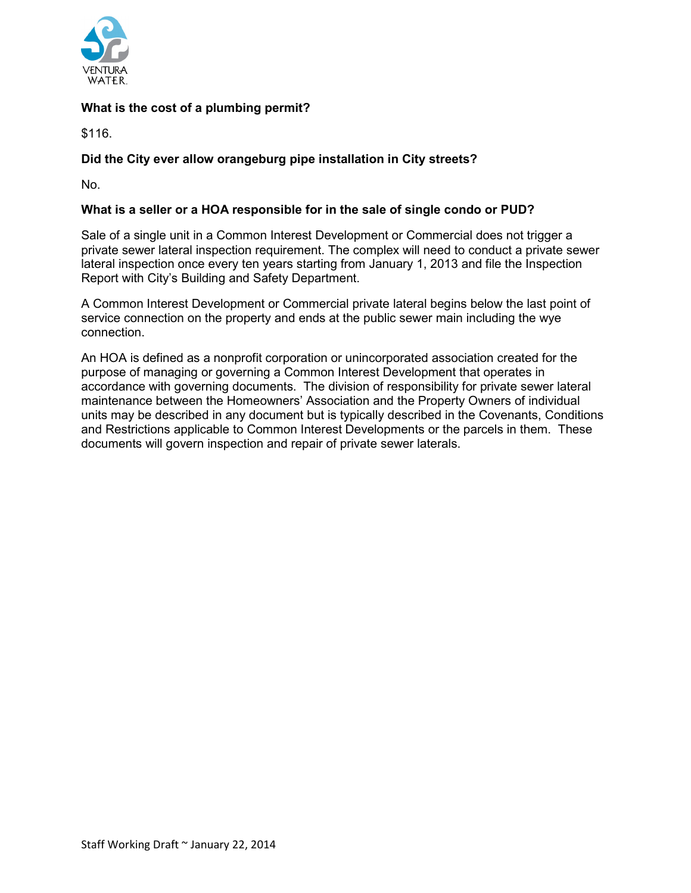**What is the cost of a plumbing permit?**

$116.

**Did the City ever allow orangeburg pipe installation in City streets?**

No.

**What is a seller or a HOA responsible for in the sale of single condo or PUD?**

Sale of a single unit in a Common Interest Development or Commercial does not trigger a private sewer lateral inspection requirement. The complex will need to conduct a private sewer lateral inspection once every ten years starting from January 1, 2013 and file the Inspection Report with City's Building and Safety Department.

A Common Interest Development or Commercial private lateral begins below the last point of service connection on the property and ends at the public sewer main including the wye connection.

An HOA is defined as a nonprofit corporation or unincorporated association created for the purpose of managing or governing a Common Interest Development that operates in accordance with governing documents. The division of responsibility for private sewer lateral maintenance between the Homeowners' Association and the Property Owners of individual units may be described in any document but is typically described in the Covenants, Conditions and Restrictions applicable to Common Interest Developments or the parcels in them. These documents will govern inspection and repair of private sewer laterals.